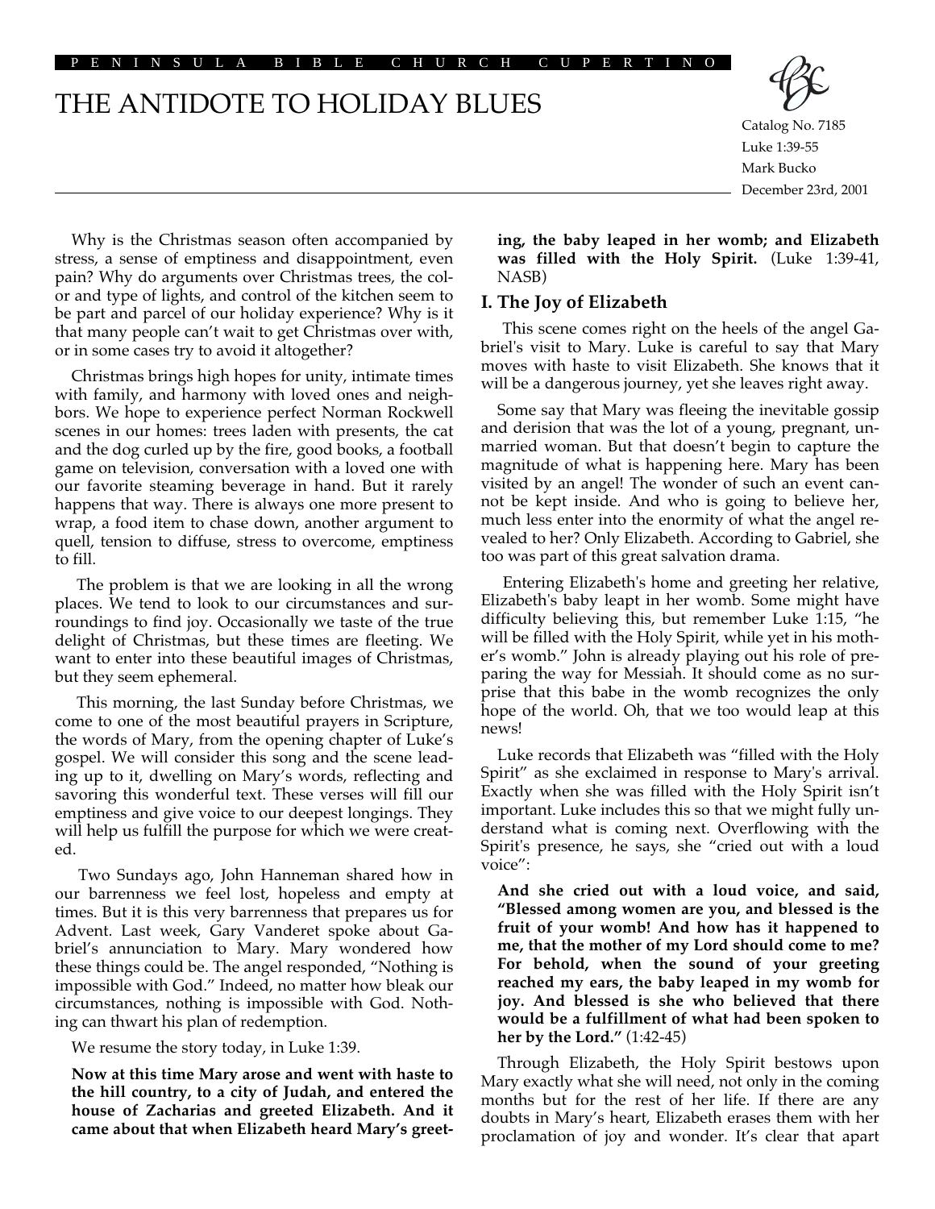PENINSULA BIBLE CHURCH CUPERTINO

# THE ANTIDOTE TO HOLIDAY BLUES

Catalog No. 7185
Luke 1:39-55
Mark Bucko
December 23rd, 2001

Why is the Christmas season often accompanied by stress, a sense of emptiness and disappointment, even pain? Why do arguments over Christmas trees, the color and type of lights, and control of the kitchen seem to be part and parcel of our holiday experience? Why is it that many people can't wait to get Christmas over with, or in some cases try to avoid it altogether?

Christmas brings high hopes for unity, intimate times with family, and harmony with loved ones and neighbors. We hope to experience perfect Norman Rockwell scenes in our homes: trees laden with presents, the cat and the dog curled up by the fire, good books, a football game on television, conversation with a loved one with our favorite steaming beverage in hand. But it rarely happens that way. There is always one more present to wrap, a food item to chase down, another argument to quell, tension to diffuse, stress to overcome, emptiness to fill.

The problem is that we are looking in all the wrong places. We tend to look to our circumstances and surroundings to find joy. Occasionally we taste of the true delight of Christmas, but these times are fleeting. We want to enter into these beautiful images of Christmas, but they seem ephemeral.

This morning, the last Sunday before Christmas, we come to one of the most beautiful prayers in Scripture, the words of Mary, from the opening chapter of Luke's gospel. We will consider this song and the scene leading up to it, dwelling on Mary's words, reflecting and savoring this wonderful text. These verses will fill our emptiness and give voice to our deepest longings. They will help us fulfill the purpose for which we were created.

Two Sundays ago, John Hanneman shared how in our barrenness we feel lost, hopeless and empty at times. But it is this very barrenness that prepares us for Advent. Last week, Gary Vanderet spoke about Gabriel's annunciation to Mary. Mary wondered how these things could be. The angel responded, "Nothing is impossible with God." Indeed, no matter how bleak our circumstances, nothing is impossible with God. Nothing can thwart his plan of redemption.

We resume the story today, in Luke 1:39.

**Now at this time Mary arose and went with haste to the hill country, to a city of Judah, and entered the house of Zacharias and greeted Elizabeth. And it came about that when Elizabeth heard Mary's greeting, the baby leaped in her womb; and Elizabeth was filled with the Holy Spirit.** (Luke 1:39-41, NASB)

## I. The Joy of Elizabeth

This scene comes right on the heels of the angel Gabriel's visit to Mary. Luke is careful to say that Mary moves with haste to visit Elizabeth. She knows that it will be a dangerous journey, yet she leaves right away.

Some say that Mary was fleeing the inevitable gossip and derision that was the lot of a young, pregnant, unmarried woman. But that doesn't begin to capture the magnitude of what is happening here. Mary has been visited by an angel! The wonder of such an event cannot be kept inside. And who is going to believe her, much less enter into the enormity of what the angel revealed to her? Only Elizabeth. According to Gabriel, she too was part of this great salvation drama.

Entering Elizabeth's home and greeting her relative, Elizabeth's baby leapt in her womb. Some might have difficulty believing this, but remember Luke 1:15, "he will be filled with the Holy Spirit, while yet in his mother's womb." John is already playing out his role of preparing the way for Messiah. It should come as no surprise that this babe in the womb recognizes the only hope of the world. Oh, that we too would leap at this news!

Luke records that Elizabeth was "filled with the Holy Spirit" as she exclaimed in response to Mary's arrival. Exactly when she was filled with the Holy Spirit isn't important. Luke includes this so that we might fully understand what is coming next. Overflowing with the Spirit's presence, he says, she "cried out with a loud voice":

**And she cried out with a loud voice, and said, "Blessed among women are you, and blessed is the fruit of your womb! And how has it happened to me, that the mother of my Lord should come to me? For behold, when the sound of your greeting reached my ears, the baby leaped in my womb for joy. And blessed is she who believed that there would be a fulfillment of what had been spoken to her by the Lord."** (1:42-45)

Through Elizabeth, the Holy Spirit bestows upon Mary exactly what she will need, not only in the coming months but for the rest of her life. If there are any doubts in Mary's heart, Elizabeth erases them with her proclamation of joy and wonder. It's clear that apart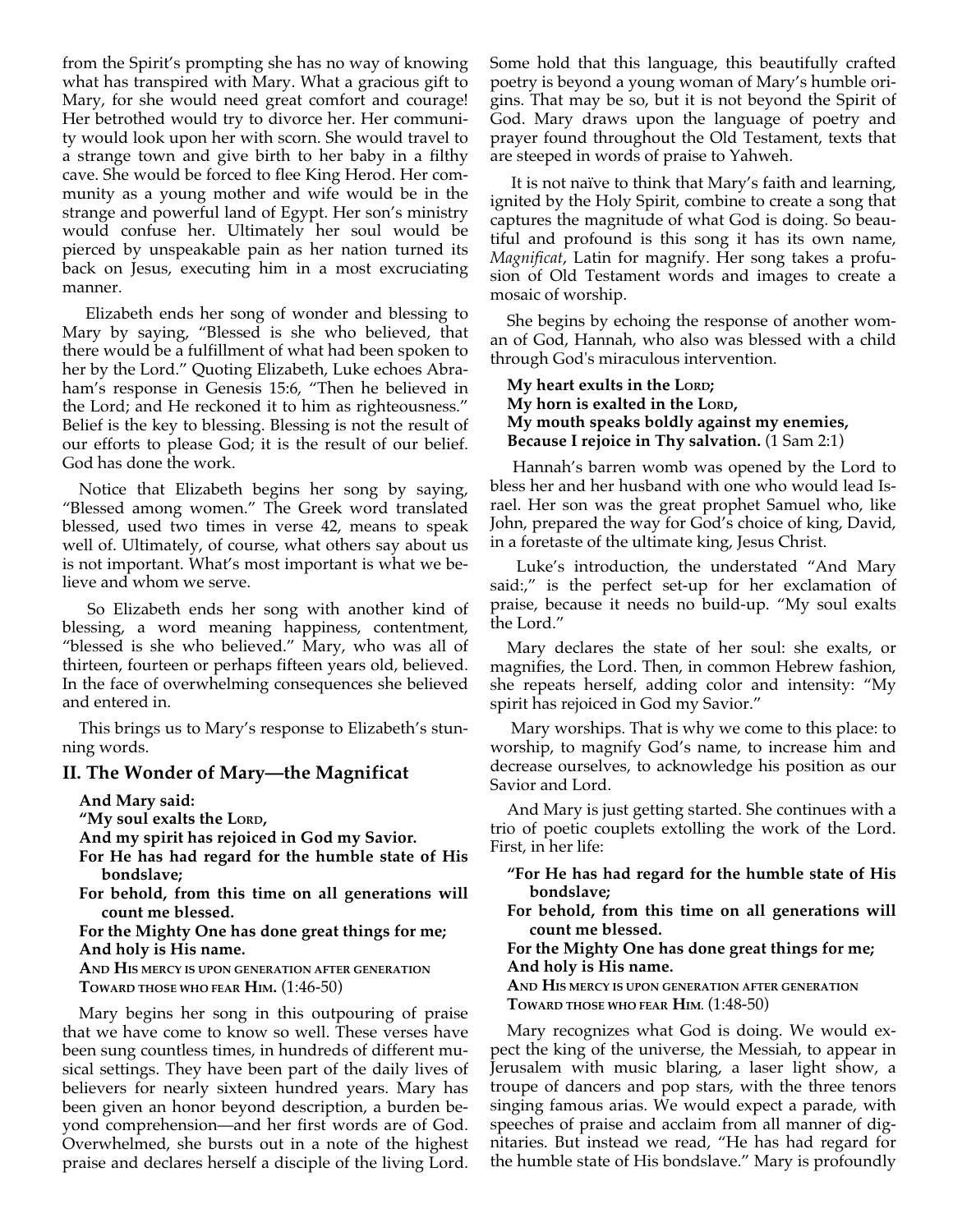from the Spirit's prompting she has no way of knowing what has transpired with Mary. What a gracious gift to Mary, for she would need great comfort and courage! Her betrothed would try to divorce her. Her community would look upon her with scorn. She would travel to a strange town and give birth to her baby in a filthy cave. She would be forced to flee King Herod. Her community as a young mother and wife would be in the strange and powerful land of Egypt. Her son's ministry would confuse her. Ultimately her soul would be pierced by unspeakable pain as her nation turned its back on Jesus, executing him in a most excruciating manner.

Elizabeth ends her song of wonder and blessing to Mary by saying, "Blessed is she who believed, that there would be a fulfillment of what had been spoken to her by the Lord." Quoting Elizabeth, Luke echoes Abraham's response in Genesis 15:6, "Then he believed in the Lord; and He reckoned it to him as righteousness." Belief is the key to blessing. Blessing is not the result of our efforts to please God; it is the result of our belief. God has done the work.

Notice that Elizabeth begins her song by saying, "Blessed among women." The Greek word translated blessed, used two times in verse 42, means to speak well of. Ultimately, of course, what others say about us is not important. What's most important is what we believe and whom we serve.

So Elizabeth ends her song with another kind of blessing, a word meaning happiness, contentment, "blessed is she who believed." Mary, who was all of thirteen, fourteen or perhaps fifteen years old, believed. In the face of overwhelming consequences she believed and entered in.

This brings us to Mary's response to Elizabeth's stunning words.

## II. The Wonder of Mary—the Magnificat

**And Mary said:**
**"My soul exalts the LORD,**
**And my spirit has rejoiced in God my Savior.**
**For He has had regard for the humble state of His bondslave;**
**For behold, from this time on all generations will count me blessed.**
**For the Mighty One has done great things for me;**
**And holy is His name.**
**AND HIS MERCY IS UPON GENERATION AFTER GENERATION**
**TOWARD THOSE WHO FEAR HIM.** (1:46-50)

Mary begins her song in this outpouring of praise that we have come to know so well. These verses have been sung countless times, in hundreds of different musical settings. They have been part of the daily lives of believers for nearly sixteen hundred years. Mary has been given an honor beyond description, a burden beyond comprehension—and her first words are of God. Overwhelmed, she bursts out in a note of the highest praise and declares herself a disciple of the living Lord. Some hold that this language, this beautifully crafted poetry is beyond a young woman of Mary's humble origins. That may be so, but it is not beyond the Spirit of God. Mary draws upon the language of poetry and prayer found throughout the Old Testament, texts that are steeped in words of praise to Yahweh.

It is not naïve to think that Mary's faith and learning, ignited by the Holy Spirit, combine to create a song that captures the magnitude of what God is doing. So beautiful and profound is this song it has its own name, *Magnificat*, Latin for magnify. Her song takes a profusion of Old Testament words and images to create a mosaic of worship.

She begins by echoing the response of another woman of God, Hannah, who also was blessed with a child through God's miraculous intervention.

**My heart exults in the LORD;**
**My horn is exalted in the LORD,**
**My mouth speaks boldly against my enemies,**
**Because I rejoice in Thy salvation.** (1 Sam 2:1)

Hannah's barren womb was opened by the Lord to bless her and her husband with one who would lead Israel. Her son was the great prophet Samuel who, like John, prepared the way for God's choice of king, David, in a foretaste of the ultimate king, Jesus Christ.

Luke's introduction, the understated "And Mary said:," is the perfect set-up for her exclamation of praise, because it needs no build-up. "My soul exalts the Lord."

Mary declares the state of her soul: she exalts, or magnifies, the Lord. Then, in common Hebrew fashion, she repeats herself, adding color and intensity: "My spirit has rejoiced in God my Savior."

Mary worships. That is why we come to this place: to worship, to magnify God's name, to increase him and decrease ourselves, to acknowledge his position as our Savior and Lord.

And Mary is just getting started. She continues with a trio of poetic couplets extolling the work of the Lord. First, in her life:

**"For He has had regard for the humble state of His bondslave;**
**For behold, from this time on all generations will count me blessed.**
**For the Mighty One has done great things for me;**
**And holy is His name.**
**AND HIS MERCY IS UPON GENERATION AFTER GENERATION**
**TOWARD THOSE WHO FEAR HIM.** (1:48-50)

Mary recognizes what God is doing. We would expect the king of the universe, the Messiah, to appear in Jerusalem with music blaring, a laser light show, a troupe of dancers and pop stars, with the three tenors singing famous arias. We would expect a parade, with speeches of praise and acclaim from all manner of dignitaries. But instead we read, "He has had regard for the humble state of His bondslave." Mary is profoundly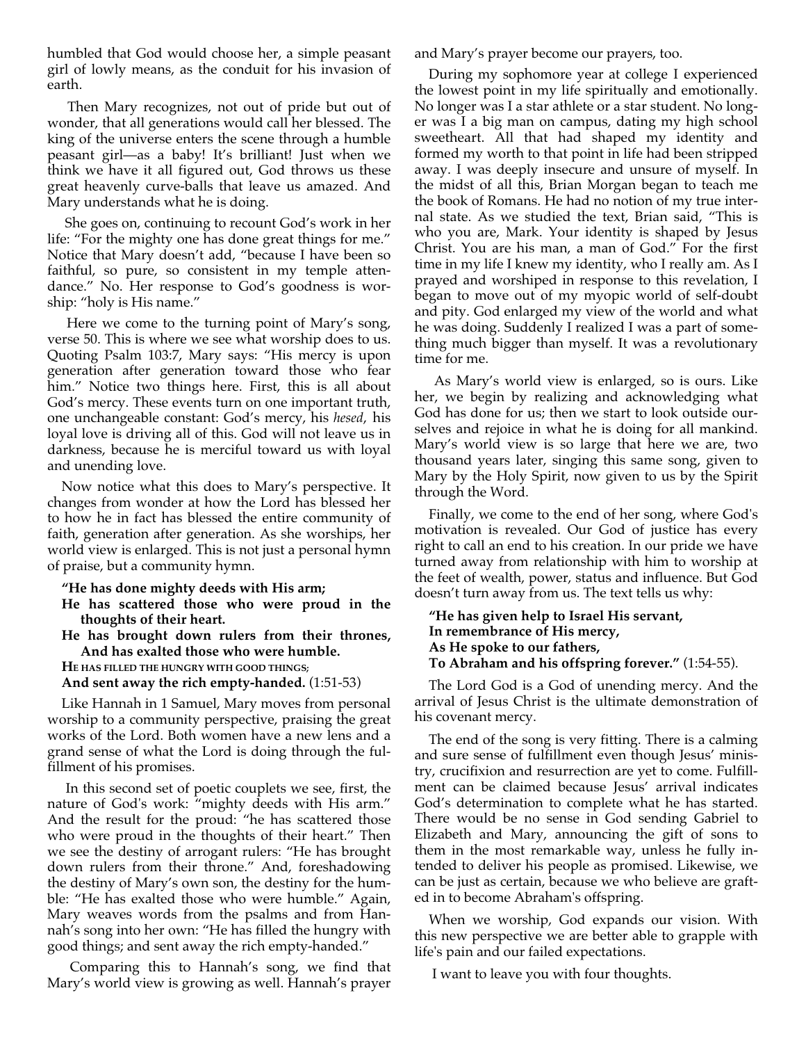humbled that God would choose her, a simple peasant girl of lowly means, as the conduit for his invasion of earth.

Then Mary recognizes, not out of pride but out of wonder, that all generations would call her blessed. The king of the universe enters the scene through a humble peasant girl—as a baby! It's brilliant! Just when we think we have it all figured out, God throws us these great heavenly curve-balls that leave us amazed. And Mary understands what he is doing.

She goes on, continuing to recount God's work in her life: "For the mighty one has done great things for me." Notice that Mary doesn't add, "because I have been so faithful, so pure, so consistent in my temple attendance." No. Her response to God's goodness is worship: "holy is His name."

Here we come to the turning point of Mary's song, verse 50. This is where we see what worship does to us. Quoting Psalm 103:7, Mary says: "His mercy is upon generation after generation toward those who fear him." Notice two things here. First, this is all about God's mercy. These events turn on one important truth, one unchangeable constant: God's mercy, his *hesed*, his loyal love is driving all of this. God will not leave us in darkness, because he is merciful toward us with loyal and unending love.

Now notice what this does to Mary's perspective. It changes from wonder at how the Lord has blessed her to how he in fact has blessed the entire community of faith, generation after generation. As she worships, her world view is enlarged. This is not just a personal hymn of praise, but a community hymn.

**"He has done mighty deeds with His arm;**
**He has scattered those who were proud in the thoughts of their heart.**
**He has brought down rulers from their thrones, And has exalted those who were humble.**
**He has filled the hungry with good things;**
**And sent away the rich empty-handed.** (1:51-53)

Like Hannah in 1 Samuel, Mary moves from personal worship to a community perspective, praising the great works of the Lord. Both women have a new lens and a grand sense of what the Lord is doing through the fulfillment of his promises.

In this second set of poetic couplets we see, first, the nature of God's work: "mighty deeds with His arm." And the result for the proud: "he has scattered those who were proud in the thoughts of their heart." Then we see the destiny of arrogant rulers: "He has brought down rulers from their throne." And, foreshadowing the destiny of Mary's own son, the destiny for the humble: "He has exalted those who were humble." Again, Mary weaves words from the psalms and from Hannah's song into her own: "He has filled the hungry with good things; and sent away the rich empty-handed."

Comparing this to Hannah's song, we find that Mary's world view is growing as well. Hannah's prayer and Mary's prayer become our prayers, too.

During my sophomore year at college I experienced the lowest point in my life spiritually and emotionally. No longer was I a star athlete or a star student. No longer was I a big man on campus, dating my high school sweetheart. All that had shaped my identity and formed my worth to that point in life had been stripped away. I was deeply insecure and unsure of myself. In the midst of all this, Brian Morgan began to teach me the book of Romans. He had no notion of my true internal state. As we studied the text, Brian said, "This is who you are, Mark. Your identity is shaped by Jesus Christ. You are his man, a man of God." For the first time in my life I knew my identity, who I really am. As I prayed and worshiped in response to this revelation, I began to move out of my myopic world of self-doubt and pity. God enlarged my view of the world and what he was doing. Suddenly I realized I was a part of something much bigger than myself. It was a revolutionary time for me.

As Mary's world view is enlarged, so is ours. Like her, we begin by realizing and acknowledging what God has done for us; then we start to look outside ourselves and rejoice in what he is doing for all mankind. Mary's world view is so large that here we are, two thousand years later, singing this same song, given to Mary by the Holy Spirit, now given to us by the Spirit through the Word.

Finally, we come to the end of her song, where God's motivation is revealed. Our God of justice has every right to call an end to his creation. In our pride we have turned away from relationship with him to worship at the feet of wealth, power, status and influence. But God doesn't turn away from us. The text tells us why:

**"He has given help to Israel His servant,**
**In remembrance of His mercy,**
**As He spoke to our fathers,**
**To Abraham and his offspring forever."** (1:54-55).

The Lord God is a God of unending mercy. And the arrival of Jesus Christ is the ultimate demonstration of his covenant mercy.

The end of the song is very fitting. There is a calming and sure sense of fulfillment even though Jesus' ministry, crucifixion and resurrection are yet to come. Fulfillment can be claimed because Jesus' arrival indicates God's determination to complete what he has started. There would be no sense in God sending Gabriel to Elizabeth and Mary, announcing the gift of sons to them in the most remarkable way, unless he fully intended to deliver his people as promised. Likewise, we can be just as certain, because we who believe are grafted in to become Abraham's offspring.

When we worship, God expands our vision. With this new perspective we are better able to grapple with life's pain and our failed expectations.

I want to leave you with four thoughts.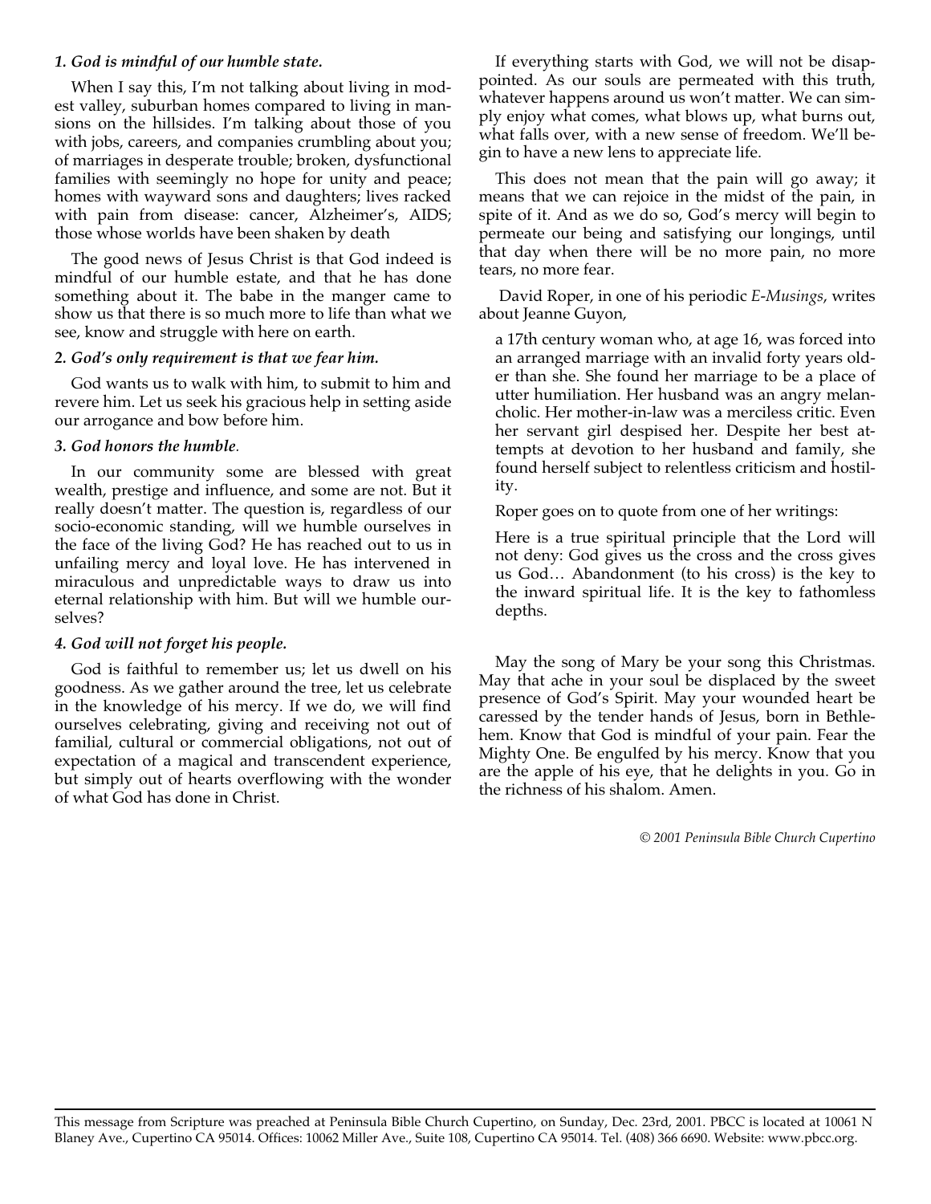**_1. God is mindful of our humble state._**

When I say this, I'm not talking about living in modest valley, suburban homes compared to living in mansions on the hillsides. I'm talking about those of you with jobs, careers, and companies crumbling about you; of marriages in desperate trouble; broken, dysfunctional families with seemingly no hope for unity and peace; homes with wayward sons and daughters; lives racked with pain from disease: cancer, Alzheimer's, AIDS; those whose worlds have been shaken by death

The good news of Jesus Christ is that God indeed is mindful of our humble estate, and that he has done something about it. The babe in the manger came to show us that there is so much more to life than what we see, know and struggle with here on earth.

**_2. God's only requirement is that we fear him._**

God wants us to walk with him, to submit to him and revere him. Let us seek his gracious help in setting aside our arrogance and bow before him.

**_3. God honors the humble._**

In our community some are blessed with great wealth, prestige and influence, and some are not. But it really doesn't matter. The question is, regardless of our socio-economic standing, will we humble ourselves in the face of the living God? He has reached out to us in unfailing mercy and loyal love. He has intervened in miraculous and unpredictable ways to draw us into eternal relationship with him. But will we humble ourselves?

**_4. God will not forget his people._**

God is faithful to remember us; let us dwell on his goodness. As we gather around the tree, let us celebrate in the knowledge of his mercy. If we do, we will find ourselves celebrating, giving and receiving not out of familial, cultural or commercial obligations, not out of expectation of a magical and transcendent experience, but simply out of hearts overflowing with the wonder of what God has done in Christ.

If everything starts with God, we will not be disappointed. As our souls are permeated with this truth, whatever happens around us won't matter. We can simply enjoy what comes, what blows up, what burns out, what falls over, with a new sense of freedom. We'll begin to have a new lens to appreciate life.

This does not mean that the pain will go away; it means that we can rejoice in the midst of the pain, in spite of it. And as we do so, God's mercy will begin to permeate our being and satisfying our longings, until that day when there will be no more pain, no more tears, no more fear.

David Roper, in one of his periodic *E-Musings*, writes about Jeanne Guyon,

> a 17th century woman who, at age 16, was forced into an arranged marriage with an invalid forty years older than she. She found her marriage to be a place of utter humiliation. Her husband was an angry melancholic. Her mother-in-law was a merciless critic. Even her servant girl despised her. Despite her best attempts at devotion to her husband and family, she found herself subject to relentless criticism and hostility.
>
> Roper goes on to quote from one of her writings:
>
> Here is a true spiritual principle that the Lord will not deny: God gives us the cross and the cross gives us God… Abandonment (to his cross) is the key to the inward spiritual life. It is the key to fathomless depths.

May the song of Mary be your song this Christmas. May that ache in your soul be displaced by the sweet presence of God's Spirit. May your wounded heart be caressed by the tender hands of Jesus, born in Bethlehem. Know that God is mindful of your pain. Fear the Mighty One. Be engulfed by his mercy. Know that you are the apple of his eye, that he delights in you. Go in the richness of his shalom. Amen.

*© 2001 Peninsula Bible Church Cupertino*

This message from Scripture was preached at Peninsula Bible Church Cupertino, on Sunday, Dec. 23rd, 2001. PBCC is located at 10061 N Blaney Ave., Cupertino CA 95014. Offices: 10062 Miller Ave., Suite 108, Cupertino CA 95014. Tel. (408) 366 6690. Website: www.pbcc.org.